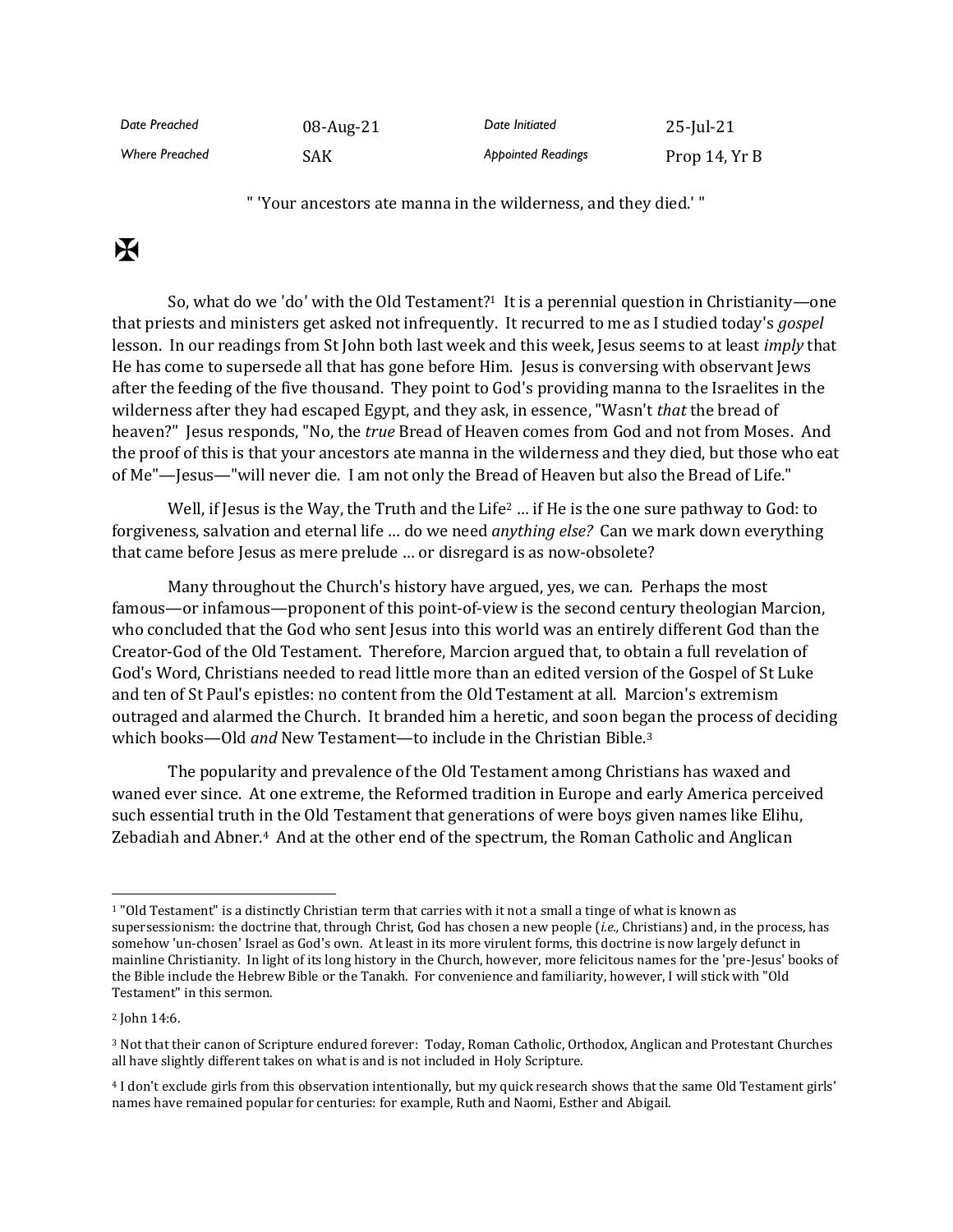| Date Preached | 08-Aug-21 | Date Initiated | 25-Jul-21 |
|---|---|---|---|
| Where Preached | SAK | Appointed Readings | Prop 14, Yr B |

" 'Your ancestors ate manna in the wilderness, and they died.' "

✠

So, what do we 'do' with the Old Testament?[1] It is a perennial question in Christianity—one that priests and ministers get asked not infrequently. It recurred to me as I studied today's *gospel* lesson. In our readings from St John both last week and this week, Jesus seems to at least *imply* that He has come to supersede all that has gone before Him. Jesus is conversing with observant Jews after the feeding of the five thousand. They point to God's providing manna to the Israelites in the wilderness after they had escaped Egypt, and they ask, in essence, "Wasn't *that* the bread of heaven?" Jesus responds, "No, the *true* Bread of Heaven comes from God and not from Moses. And the proof of this is that your ancestors ate manna in the wilderness and they died, but those who eat of Me"—Jesus—"will never die. I am not only the Bread of Heaven but also the Bread of Life."

Well, if Jesus is the Way, the Truth and the Life[2] … if He is the one sure pathway to God: to forgiveness, salvation and eternal life … do we need *anything else?* Can we mark down everything that came before Jesus as mere prelude … or disregard is as now-obsolete?

Many throughout the Church's history have argued, yes, we can. Perhaps the most famous—or infamous—proponent of this point-of-view is the second century theologian Marcion, who concluded that the God who sent Jesus into this world was an entirely different God than the Creator-God of the Old Testament. Therefore, Marcion argued that, to obtain a full revelation of God's Word, Christians needed to read little more than an edited version of the Gospel of St Luke and ten of St Paul's epistles: no content from the Old Testament at all. Marcion's extremism outraged and alarmed the Church. It branded him a heretic, and soon began the process of deciding which books—Old *and* New Testament—to include in the Christian Bible.[3]

The popularity and prevalence of the Old Testament among Christians has waxed and waned ever since. At one extreme, the Reformed tradition in Europe and early America perceived such essential truth in the Old Testament that generations of were boys given names like Elihu, Zebadiah and Abner.[4] And at the other end of the spectrum, the Roman Catholic and Anglican

---

[1] "Old Testament" is a distinctly Christian term that carries with it not a small a tinge of what is known as supersessionism: the doctrine that, through Christ, God has chosen a new people (*i.e.,* Christians) and, in the process, has somehow 'un-chosen' Israel as God's own. At least in its more virulent forms, this doctrine is now largely defunct in mainline Christianity. In light of its long history in the Church, however, more felicitous names for the 'pre-Jesus' books of the Bible include the Hebrew Bible or the Tanakh. For convenience and familiarity, however, I will stick with "Old Testament" in this sermon.

[2] John 14:6.

[3] Not that their canon of Scripture endured forever: Today, Roman Catholic, Orthodox, Anglican and Protestant Churches all have slightly different takes on what is and is not included in Holy Scripture.

[4] I don't exclude girls from this observation intentionally, but my quick research shows that the same Old Testament girls' names have remained popular for centuries: for example, Ruth and Naomi, Esther and Abigail.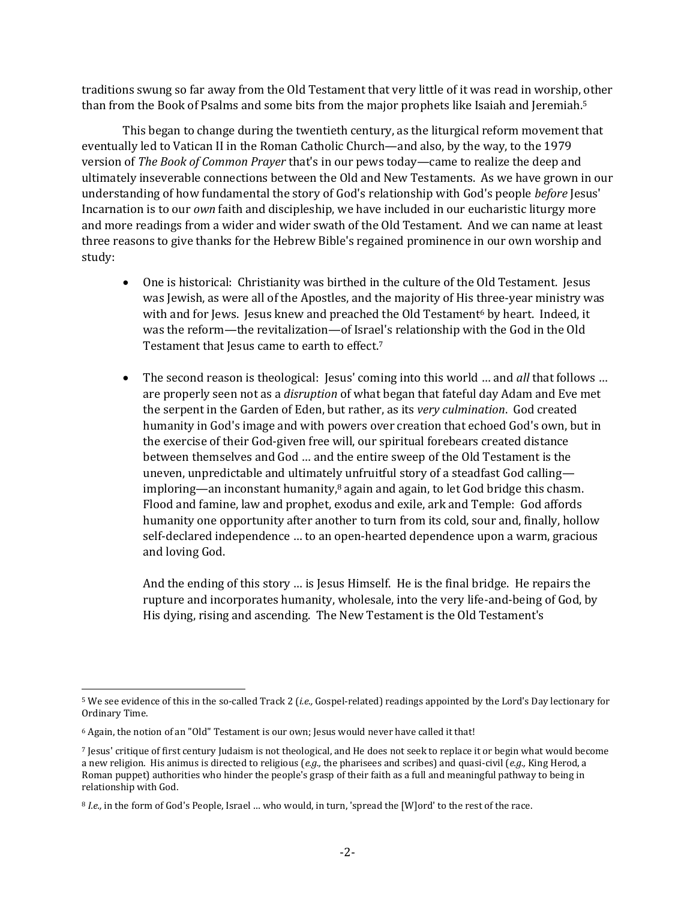traditions swung so far away from the Old Testament that very little of it was read in worship, other than from the Book of Psalms and some bits from the major prophets like Isaiah and Jeremiah.[5]

This began to change during the twentieth century, as the liturgical reform movement that eventually led to Vatican II in the Roman Catholic Church—and also, by the way, to the 1979 version of *The Book of Common Prayer* that's in our pews today—came to realize the deep and ultimately inseverable connections between the Old and New Testaments. As we have grown in our understanding of how fundamental the story of God's relationship with God's people *before* Jesus' Incarnation is to our *own* faith and discipleship, we have included in our eucharistic liturgy more and more readings from a wider and wider swath of the Old Testament. And we can name at least three reasons to give thanks for the Hebrew Bible's regained prominence in our own worship and study:

- One is historical: Christianity was birthed in the culture of the Old Testament. Jesus was Jewish, as were all of the Apostles, and the majority of His three-year ministry was with and for Jews. Jesus knew and preached the Old Testament[6] by heart. Indeed, it was the reform—the revitalization—of Israel's relationship with the God in the Old Testament that Jesus came to earth to effect.[7]

- The second reason is theological: Jesus' coming into this world … and *all* that follows … are properly seen not as a *disruption* of what began that fateful day Adam and Eve met the serpent in the Garden of Eden, but rather, as its *very culmination*. God created humanity in God's image and with powers over creation that echoed God's own, but in the exercise of their God-given free will, our spiritual forebears created distance between themselves and God … and the entire sweep of the Old Testament is the uneven, unpredictable and ultimately unfruitful story of a steadfast God calling—imploring—an inconstant humanity,[8] again and again, to let God bridge this chasm. Flood and famine, law and prophet, exodus and exile, ark and Temple: God affords humanity one opportunity after another to turn from its cold, sour and, finally, hollow self-declared independence … to an open-hearted dependence upon a warm, gracious and loving God.

  And the ending of this story … is Jesus Himself. He is the final bridge. He repairs the rupture and incorporates humanity, wholesale, into the very life-and-being of God, by His dying, rising and ascending. The New Testament is the Old Testament's

---

[5] We see evidence of this in the so-called Track 2 (*i.e.,* Gospel-related) readings appointed by the Lord's Day lectionary for Ordinary Time.

[6] Again, the notion of an "Old" Testament is our own; Jesus would never have called it that!

[7] Jesus' critique of first century Judaism is not theological, and He does not seek to replace it or begin what would become a new religion. His animus is directed to religious (*e.g.,* the pharisees and scribes) and quasi-civil (*e.g.,* King Herod, a Roman puppet) authorities who hinder the people's grasp of their faith as a full and meaningful pathway to being in relationship with God.

[8] *I.e.,* in the form of God's People, Israel … who would, in turn, 'spread the [W]ord' to the rest of the race.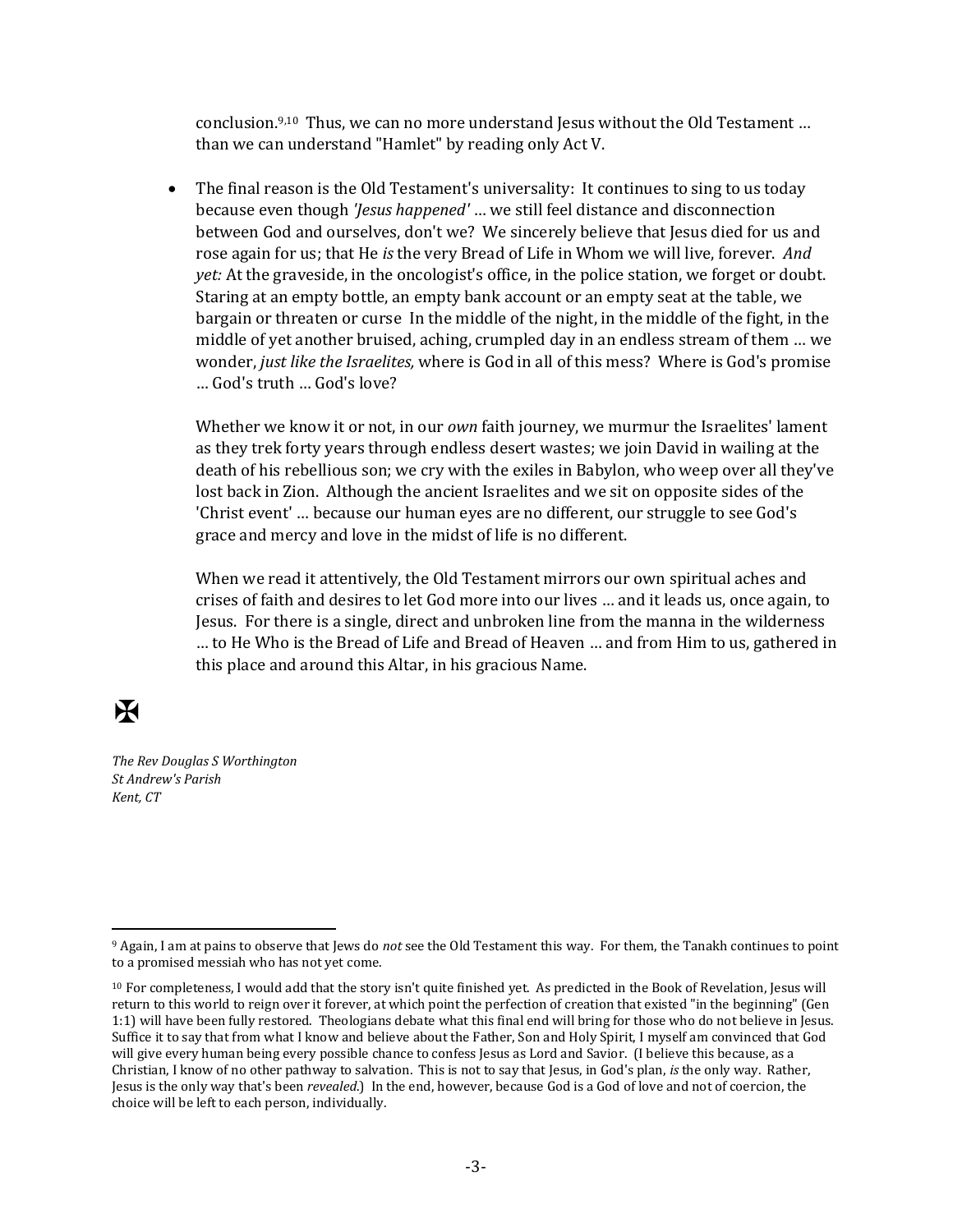conclusion.[9,10] Thus, we can no more understand Jesus without the Old Testament … than we can understand "Hamlet" by reading only Act V.

- The final reason is the Old Testament's universality: It continues to sing to us today because even though *'Jesus happened'* … we still feel distance and disconnection between God and ourselves, don't we? We sincerely believe that Jesus died for us and rose again for us; that He *is* the very Bread of Life in Whom we will live, forever. *And yet:* At the graveside, in the oncologist's office, in the police station, we forget or doubt. Staring at an empty bottle, an empty bank account or an empty seat at the table, we bargain or threaten or curse In the middle of the night, in the middle of the fight, in the middle of yet another bruised, aching, crumpled day in an endless stream of them … we wonder, *just like the Israelites,* where is God in all of this mess? Where is God's promise … God's truth … God's love?

  Whether we know it or not, in our *own* faith journey, we murmur the Israelites' lament as they trek forty years through endless desert wastes; we join David in wailing at the death of his rebellious son; we cry with the exiles in Babylon, who weep over all they've lost back in Zion. Although the ancient Israelites and we sit on opposite sides of the 'Christ event' … because our human eyes are no different, our struggle to see God's grace and mercy and love in the midst of life is no different.

  When we read it attentively, the Old Testament mirrors our own spiritual aches and crises of faith and desires to let God more into our lives … and it leads us, once again, to Jesus. For there is a single, direct and unbroken line from the manna in the wilderness … to He Who is the Bread of Life and Bread of Heaven … and from Him to us, gathered in this place and around this Altar, in his gracious Name.

✠

*The Rev Douglas S Worthington*
*St Andrew's Parish*
*Kent, CT*

---

[9] Again, I am at pains to observe that Jews do *not* see the Old Testament this way. For them, the Tanakh continues to point to a promised messiah who has not yet come.

[10] For completeness, I would add that the story isn't quite finished yet. As predicted in the Book of Revelation, Jesus will return to this world to reign over it forever, at which point the perfection of creation that existed "in the beginning" (Gen 1:1) will have been fully restored. Theologians debate what this final end will bring for those who do not believe in Jesus. Suffice it to say that from what I know and believe about the Father, Son and Holy Spirit, I myself am convinced that God will give every human being every possible chance to confess Jesus as Lord and Savior. (I believe this because, as a Christian, I know of no other pathway to salvation. This is not to say that Jesus, in God's plan, *is* the only way. Rather, Jesus is the only way that's been *revealed*.) In the end, however, because God is a God of love and not of coercion, the choice will be left to each person, individually.